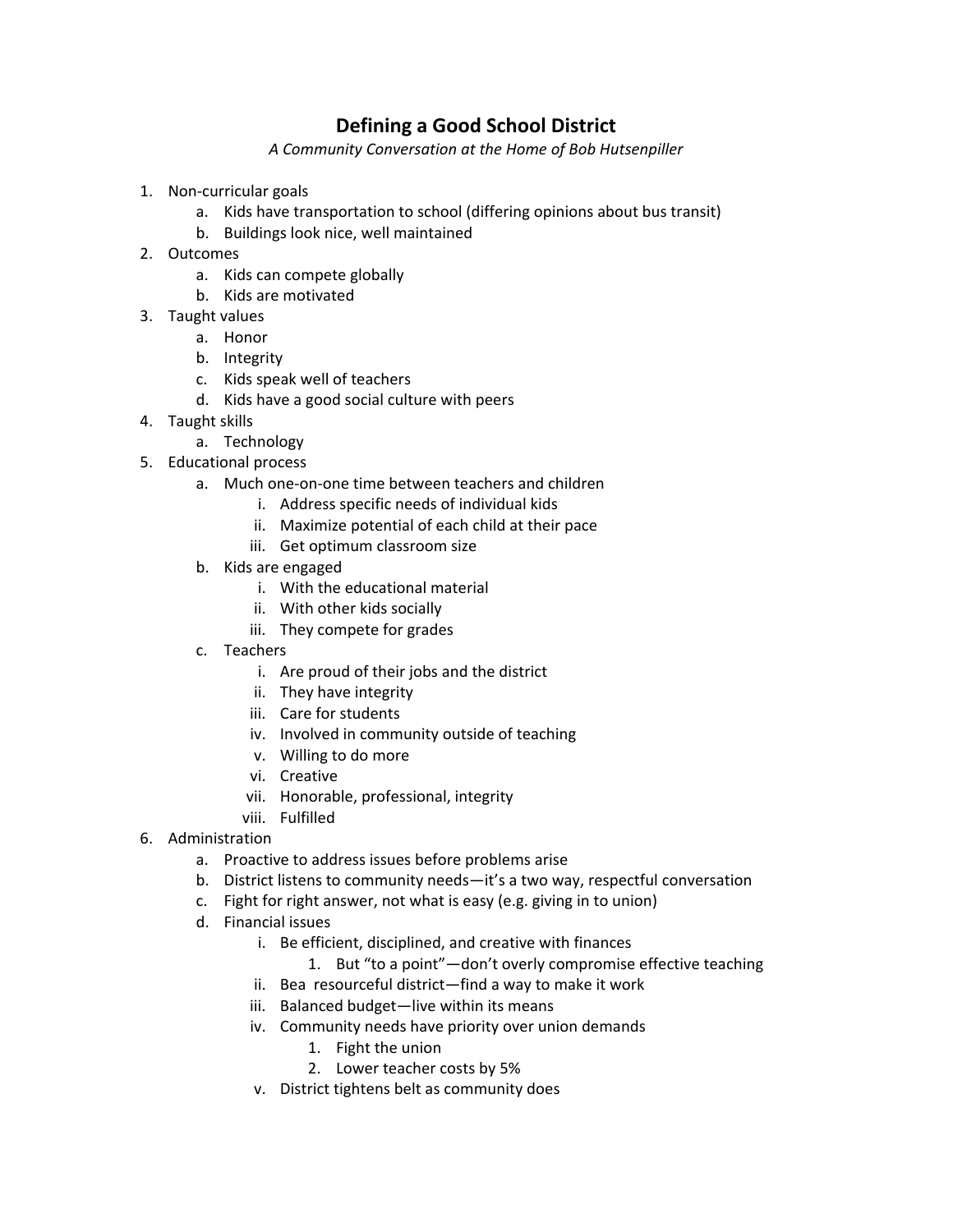# Defining a Good School District

*A Community Conversation at the Home of Bob Hutsenpiller*

1. Non-curricular goals
   a. Kids have transportation to school (differing opinions about bus transit)
   b. Buildings look nice, well maintained
2. Outcomes
   a. Kids can compete globally
   b. Kids are motivated
3. Taught values
   a. Honor
   b. Integrity
   c. Kids speak well of teachers
   d. Kids have a good social culture with peers
4. Taught skills
   a. Technology
5. Educational process
   a. Much one-on-one time between teachers and children
      i. Address specific needs of individual kids
      ii. Maximize potential of each child at their pace
      iii. Get optimum classroom size
   b. Kids are engaged
      i. With the educational material
      ii. With other kids socially
      iii. They compete for grades
   c. Teachers
      i. Are proud of their jobs and the district
      ii. They have integrity
      iii. Care for students
      iv. Involved in community outside of teaching
      v. Willing to do more
      vi. Creative
      vii. Honorable, professional, integrity
      viii. Fulfilled
6. Administration
   a. Proactive to address issues before problems arise
   b. District listens to community needs—it's a two way, respectful conversation
   c. Fight for right answer, not what is easy (e.g. giving in to union)
   d. Financial issues
      i. Be efficient, disciplined, and creative with finances
         1. But "to a point"—don't overly compromise effective teaching
      ii. Bea resourceful district—find a way to make it work
      iii. Balanced budget—live within its means
      iv. Community needs have priority over union demands
         1. Fight the union
         2. Lower teacher costs by 5%
      v. District tightens belt as community does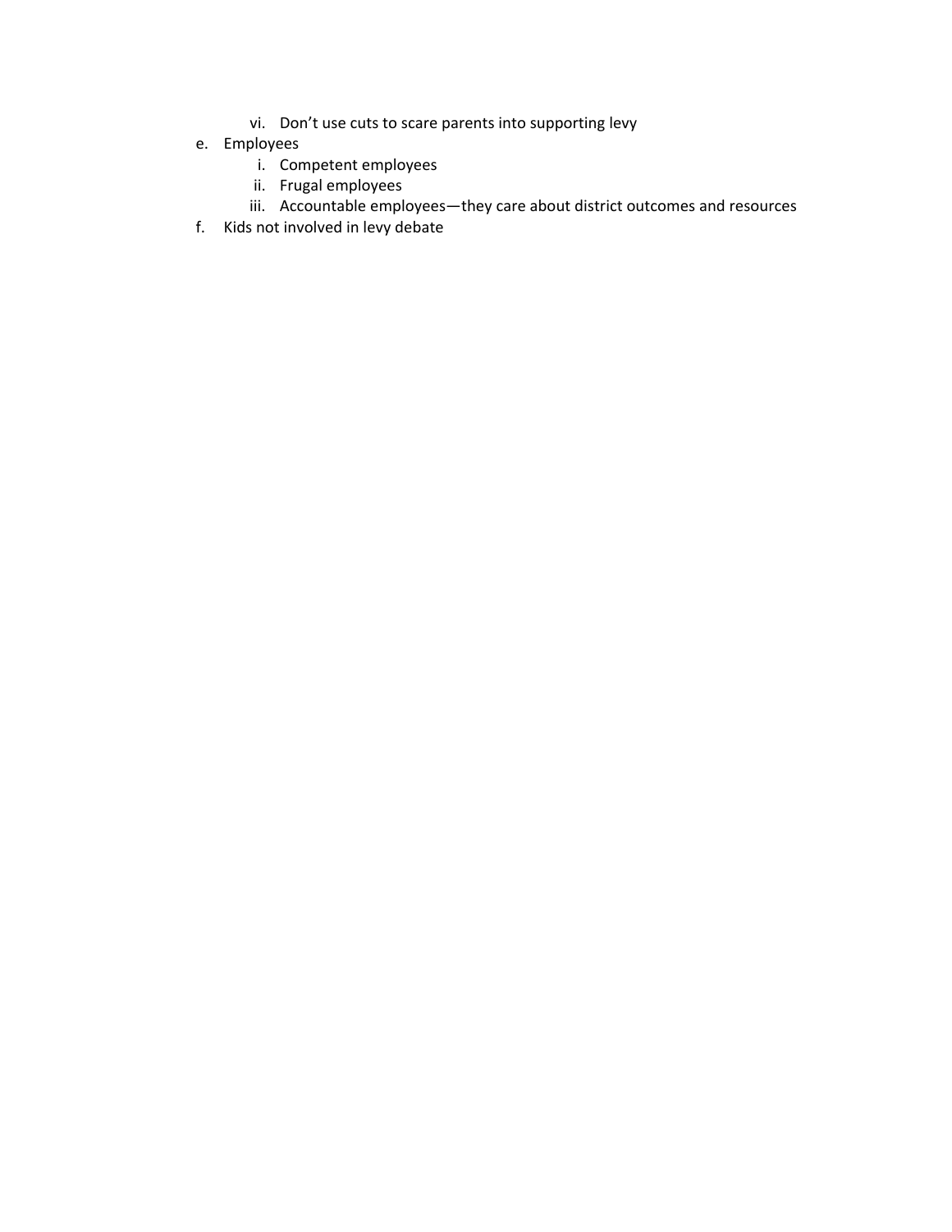vi. Don't use cuts to scare parents into supporting levy

e. Employees
   i. Competent employees
   ii. Frugal employees
   iii. Accountable employees—they care about district outcomes and resources

f. Kids not involved in levy debate